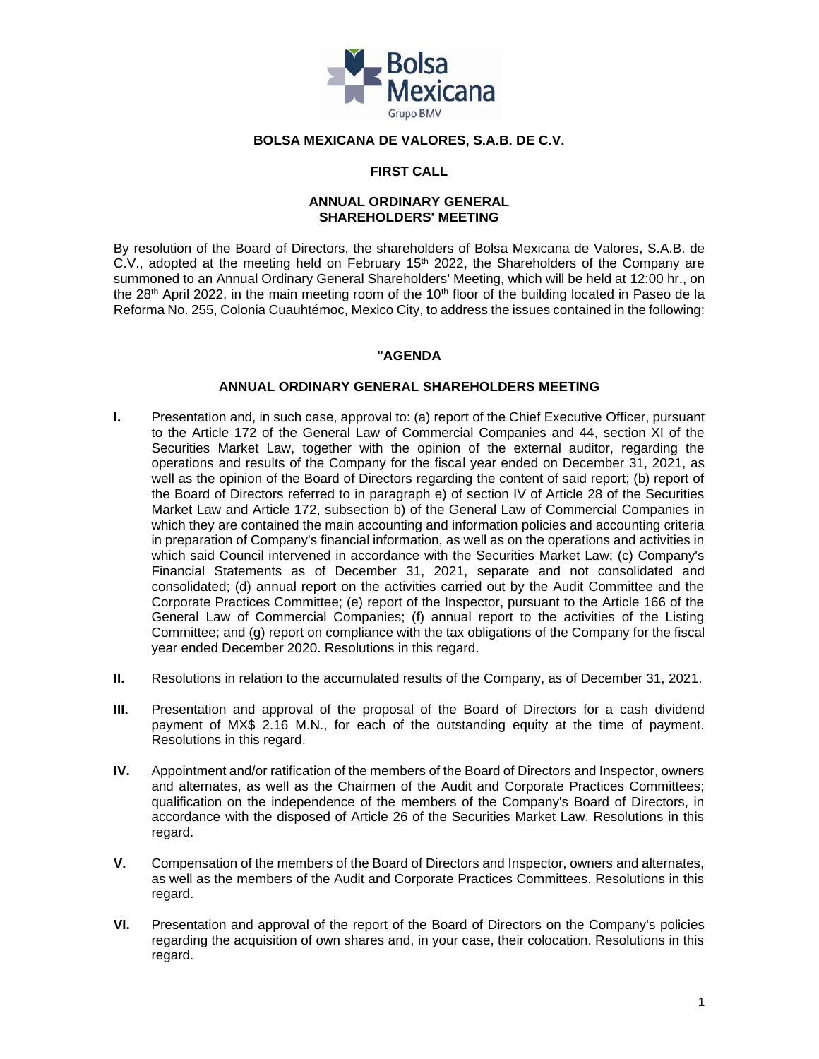**BOLSA MEXICANA DE VALORES, S.A.B. DE C.V.**

**FIRST CALL**

**ANNUAL ORDINARY GENERAL SHAREHOLDERS' MEETING**

By resolution of the Board of Directors, the shareholders of Bolsa Mexicana de Valores, S.A.B. de C.V., adopted at the meeting held on February 15th 2022, the Shareholders of the Company are summoned to an Annual Ordinary General Shareholders' Meeting, which will be held at 12:00 hr., on the 28th April 2022, in the main meeting room of the 10th floor of the building located in Paseo de la Reforma No. 255, Colonia Cuauhtémoc, Mexico City, to address the issues contained in the following:

**"AGENDA**

**ANNUAL ORDINARY GENERAL SHAREHOLDERS MEETING**

**I.** Presentation and, in such case, approval to: (a) report of the Chief Executive Officer, pursuant to the Article 172 of the General Law of Commercial Companies and 44, section XI of the Securities Market Law, together with the opinion of the external auditor, regarding the operations and results of the Company for the fiscal year ended on December 31, 2021, as well as the opinion of the Board of Directors regarding the content of said report; (b) report of the Board of Directors referred to in paragraph e) of section IV of Article 28 of the Securities Market Law and Article 172, subsection b) of the General Law of Commercial Companies in which they are contained the main accounting and information policies and accounting criteria in preparation of Company's financial information, as well as on the operations and activities in which said Council intervened in accordance with the Securities Market Law; (c) Company's Financial Statements as of December 31, 2021, separate and not consolidated and consolidated; (d) annual report on the activities carried out by the Audit Committee and the Corporate Practices Committee; (e) report of the Inspector, pursuant to the Article 166 of the General Law of Commercial Companies; (f) annual report to the activities of the Listing Committee; and (g) report on compliance with the tax obligations of the Company for the fiscal year ended December 2020. Resolutions in this regard.

**II.** Resolutions in relation to the accumulated results of the Company, as of December 31, 2021.

**III.** Presentation and approval of the proposal of the Board of Directors for a cash dividend payment of MX$ 2.16 M.N., for each of the outstanding equity at the time of payment. Resolutions in this regard.

**IV.** Appointment and/or ratification of the members of the Board of Directors and Inspector, owners and alternates, as well as the Chairmen of the Audit and Corporate Practices Committees; qualification on the independence of the members of the Company's Board of Directors, in accordance with the disposed of Article 26 of the Securities Market Law. Resolutions in this regard.

**V.** Compensation of the members of the Board of Directors and Inspector, owners and alternates, as well as the members of the Audit and Corporate Practices Committees. Resolutions in this regard.

**VI.** Presentation and approval of the report of the Board of Directors on the Company's policies regarding the acquisition of own shares and, in your case, their colocation. Resolutions in this regard.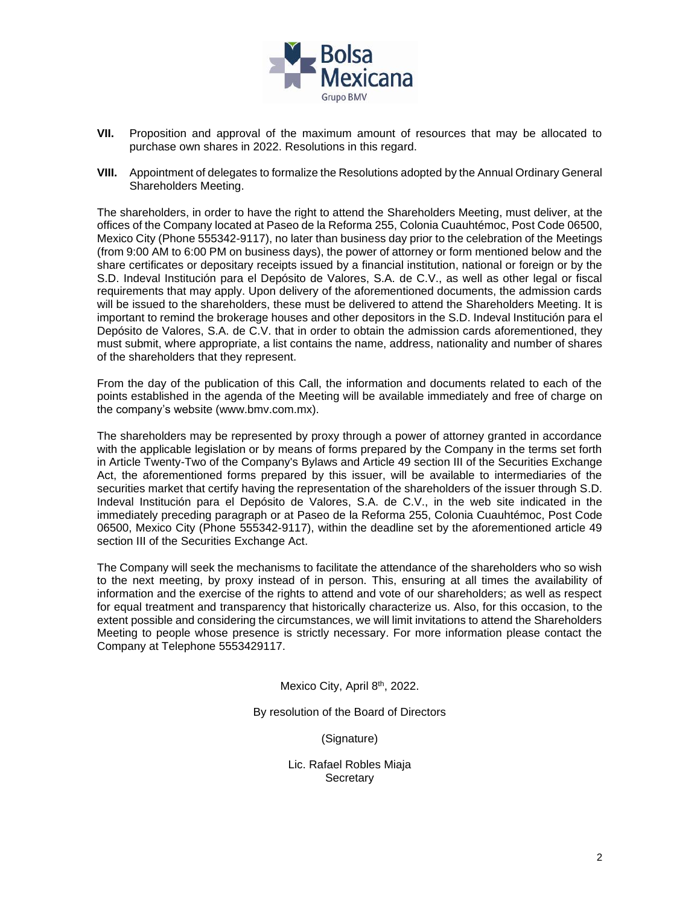**VII.** Proposition and approval of the maximum amount of resources that may be allocated to purchase own shares in 2022. Resolutions in this regard.

**VIII.** Appointment of delegates to formalize the Resolutions adopted by the Annual Ordinary General Shareholders Meeting.

The shareholders, in order to have the right to attend the Shareholders Meeting, must deliver, at the offices of the Company located at Paseo de la Reforma 255, Colonia Cuauhtémoc, Post Code 06500, Mexico City (Phone 555342-9117), no later than business day prior to the celebration of the Meetings (from 9:00 AM to 6:00 PM on business days), the power of attorney or form mentioned below and the share certificates or depositary receipts issued by a financial institution, national or foreign or by the S.D. Indeval Institución para el Depósito de Valores, S.A. de C.V., as well as other legal or fiscal requirements that may apply. Upon delivery of the aforementioned documents, the admission cards will be issued to the shareholders, these must be delivered to attend the Shareholders Meeting. It is important to remind the brokerage houses and other depositors in the S.D. Indeval Institución para el Depósito de Valores, S.A. de C.V. that in order to obtain the admission cards aforementioned, they must submit, where appropriate, a list contains the name, address, nationality and number of shares of the shareholders that they represent.

From the day of the publication of this Call, the information and documents related to each of the points established in the agenda of the Meeting will be available immediately and free of charge on the company's website (www.bmv.com.mx).

The shareholders may be represented by proxy through a power of attorney granted in accordance with the applicable legislation or by means of forms prepared by the Company in the terms set forth in Article Twenty-Two of the Company's Bylaws and Article 49 section III of the Securities Exchange Act, the aforementioned forms prepared by this issuer, will be available to intermediaries of the securities market that certify having the representation of the shareholders of the issuer through S.D. Indeval Institución para el Depósito de Valores, S.A. de C.V., in the web site indicated in the immediately preceding paragraph or at Paseo de la Reforma 255, Colonia Cuauhtémoc, Post Code 06500, Mexico City (Phone 555342-9117), within the deadline set by the aforementioned article 49 section III of the Securities Exchange Act.

The Company will seek the mechanisms to facilitate the attendance of the shareholders who so wish to the next meeting, by proxy instead of in person. This, ensuring at all times the availability of information and the exercise of the rights to attend and vote of our shareholders; as well as respect for equal treatment and transparency that historically characterize us. Also, for this occasion, to the extent possible and considering the circumstances, we will limit invitations to attend the Shareholders Meeting to people whose presence is strictly necessary. For more information please contact the Company at Telephone 5553429117.

Mexico City, April 8th, 2022.

By resolution of the Board of Directors

(Signature)

Lic. Rafael Robles Miaja
Secretary